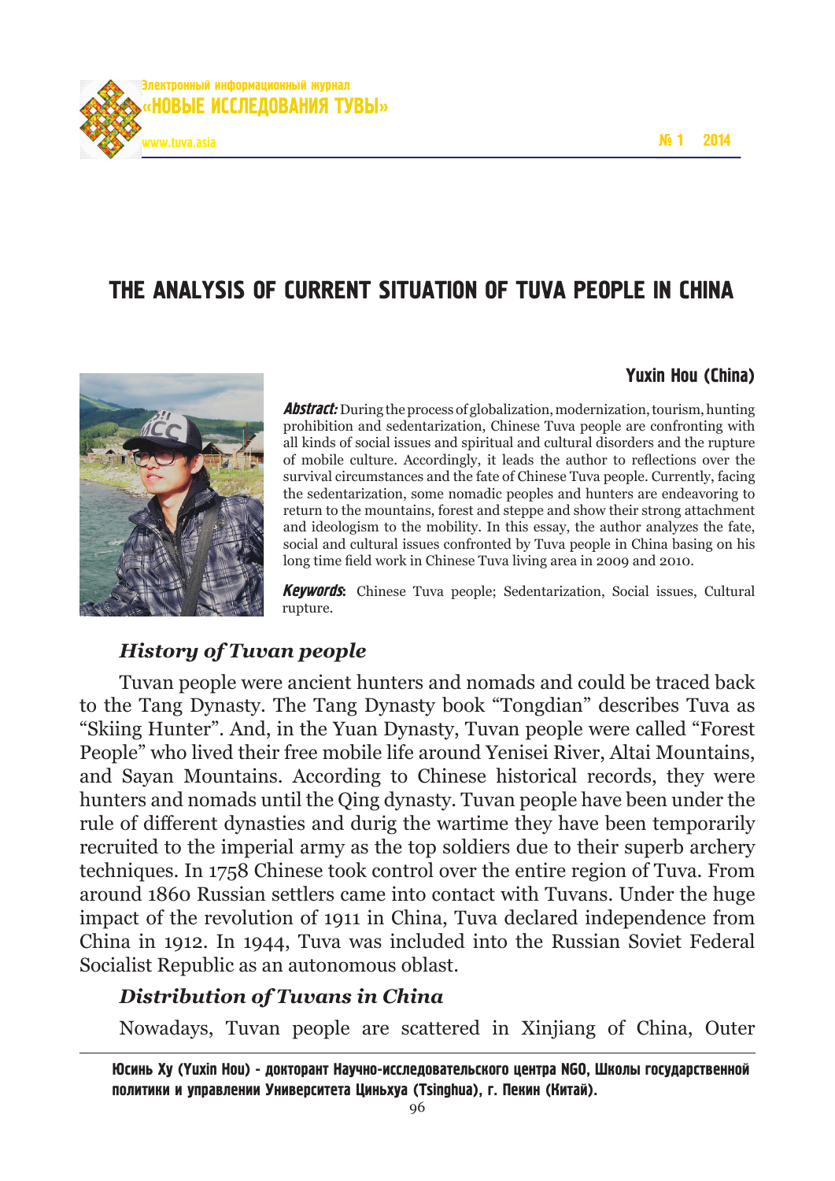# THE ANALYSIS OF CURRENT SITUATION OF TUVA PEOPLE IN CHINA

**Yuxin Hou (China)**

***Abstract:*** During the process of globalization, modernization, tourism, hunting prohibition and sedentarization, Chinese Tuva people are confronting with all kinds of social issues and spiritual and cultural disorders and the rupture of mobile culture. Accordingly, it leads the author to reflections over the survival circumstances and the fate of Chinese Tuva people. Currently, facing the sedentarization, some nomadic peoples and hunters are endeavoring to return to the mountains, forest and steppe and show their strong attachment and ideologism to the mobility. In this essay, the author analyzes the fate, social and cultural issues confronted by Tuva people in China basing on his long time field work in Chinese Tuva living area in 2009 and 2010.

***Keywords:*** Chinese Tuva people; Sedentarization, Social issues, Cultural rupture.

## *History of Tuvan people*

Tuvan people were ancient hunters and nomads and could be traced back to the Tang Dynasty. The Tang Dynasty book "Tongdian" describes Tuva as "Skiing Hunter". And, in the Yuan Dynasty, Tuvan people were called "Forest People" who lived their free mobile life around Yenisei River, Altai Mountains, and Sayan Mountains. According to Chinese historical records, they were hunters and nomads until the Qing dynasty. Tuvan people have been under the rule of different dynasties and durig the wartime they have been temporarily recruited to the imperial army as the top soldiers due to their superb archery techniques. In 1758 Chinese took control over the entire region of Tuva. From around 1860 Russian settlers came into contact with Tuvans. Under the huge impact of the revolution of 1911 in China, Tuva declared independence from China in 1912. In 1944, Tuva was included into the Russian Soviet Federal Socialist Republic as an autonomous oblast.

## *Distribution of Tuvans in China*

Nowadays, Tuvan people are scattered in Xinjiang of China, Outer

---

**Юсинь Ху (Yuxin Hou) - докторант Научно-исследовательского центра NGO, Школы государственной политики и управлении Университета Циньхуа (Tsinghua), г. Пекин (Китай).**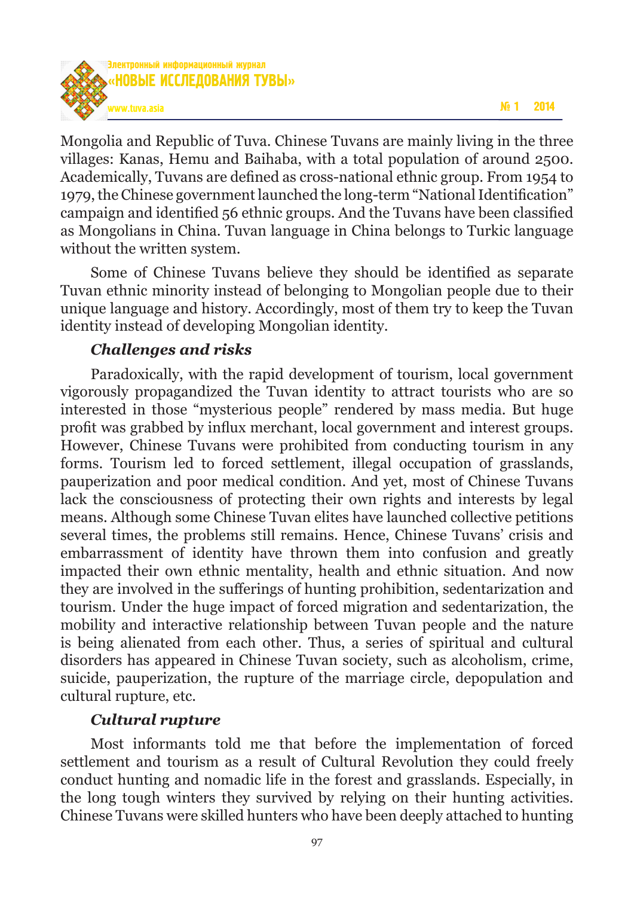Mongolia and Republic of Tuva. Chinese Tuvans are mainly living in the three villages: Kanas, Hemu and Baihaba, with a total population of around 2500. Academically, Tuvans are defined as cross-national ethnic group. From 1954 to 1979, the Chinese government launched the long-term "National Identification" campaign and identified 56 ethnic groups. And the Tuvans have been classified as Mongolians in China. Tuvan language in China belongs to Turkic language without the written system.

Some of Chinese Tuvans believe they should be identified as separate Tuvan ethnic minority instead of belonging to Mongolian people due to their unique language and history. Accordingly, most of them try to keep the Tuvan identity instead of developing Mongolian identity.

### *Challenges and risks*

Paradoxically, with the rapid development of tourism, local government vigorously propagandized the Tuvan identity to attract tourists who are so interested in those "mysterious people" rendered by mass media. But huge profit was grabbed by influx merchant, local government and interest groups. However, Chinese Tuvans were prohibited from conducting tourism in any forms. Tourism led to forced settlement, illegal occupation of grasslands, pauperization and poor medical condition. And yet, most of Chinese Tuvans lack the consciousness of protecting their own rights and interests by legal means. Although some Chinese Tuvan elites have launched collective petitions several times, the problems still remains. Hence, Chinese Tuvans' crisis and embarrassment of identity have thrown them into confusion and greatly impacted their own ethnic mentality, health and ethnic situation. And now they are involved in the sufferings of hunting prohibition, sedentarization and tourism. Under the huge impact of forced migration and sedentarization, the mobility and interactive relationship between Tuvan people and the nature is being alienated from each other. Thus, a series of spiritual and cultural disorders has appeared in Chinese Tuvan society, such as alcoholism, crime, suicide, pauperization, the rupture of the marriage circle, depopulation and cultural rupture, etc.

### *Cultural rupture*

Most informants told me that before the implementation of forced settlement and tourism as a result of Cultural Revolution they could freely conduct hunting and nomadic life in the forest and grasslands. Especially, in the long tough winters they survived by relying on their hunting activities. Chinese Tuvans were skilled hunters who have been deeply attached to hunting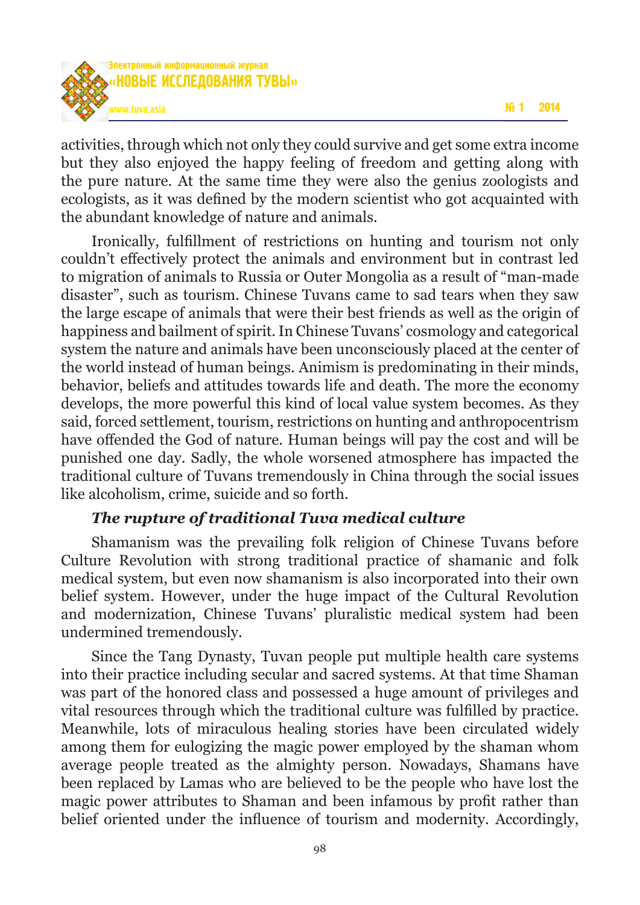activities, through which not only they could survive and get some extra income but they also enjoyed the happy feeling of freedom and getting along with the pure nature. At the same time they were also the genius zoologists and ecologists, as it was defined by the modern scientist who got acquainted with the abundant knowledge of nature and animals.

Ironically, fulfillment of restrictions on hunting and tourism not only couldn't effectively protect the animals and environment but in contrast led to migration of animals to Russia or Outer Mongolia as a result of "man-made disaster", such as tourism. Chinese Tuvans came to sad tears when they saw the large escape of animals that were their best friends as well as the origin of happiness and bailment of spirit. In Chinese Tuvans' cosmology and categorical system the nature and animals have been unconsciously placed at the center of the world instead of human beings. Animism is predominating in their minds, behavior, beliefs and attitudes towards life and death. The more the economy develops, the more powerful this kind of local value system becomes. As they said, forced settlement, tourism, restrictions on hunting and anthropocentrism have offended the God of nature. Human beings will pay the cost and will be punished one day. Sadly, the whole worsened atmosphere has impacted the traditional culture of Tuvans tremendously in China through the social issues like alcoholism, crime, suicide and so forth.

***The rupture of traditional Tuva medical culture***

Shamanism was the prevailing folk religion of Chinese Tuvans before Culture Revolution with strong traditional practice of shamanic and folk medical system, but even now shamanism is also incorporated into their own belief system. However, under the huge impact of the Cultural Revolution and modernization, Chinese Tuvans' pluralistic medical system had been undermined tremendously.

Since the Tang Dynasty, Tuvan people put multiple health care systems into their practice including secular and sacred systems. At that time Shaman was part of the honored class and possessed a huge amount of privileges and vital resources through which the traditional culture was fulfilled by practice. Meanwhile, lots of miraculous healing stories have been circulated widely among them for eulogizing the magic power employed by the shaman whom average people treated as the almighty person. Nowadays, Shamans have been replaced by Lamas who are believed to be the people who have lost the magic power attributes to Shaman and been infamous by profit rather than belief oriented under the influence of tourism and modernity. Accordingly,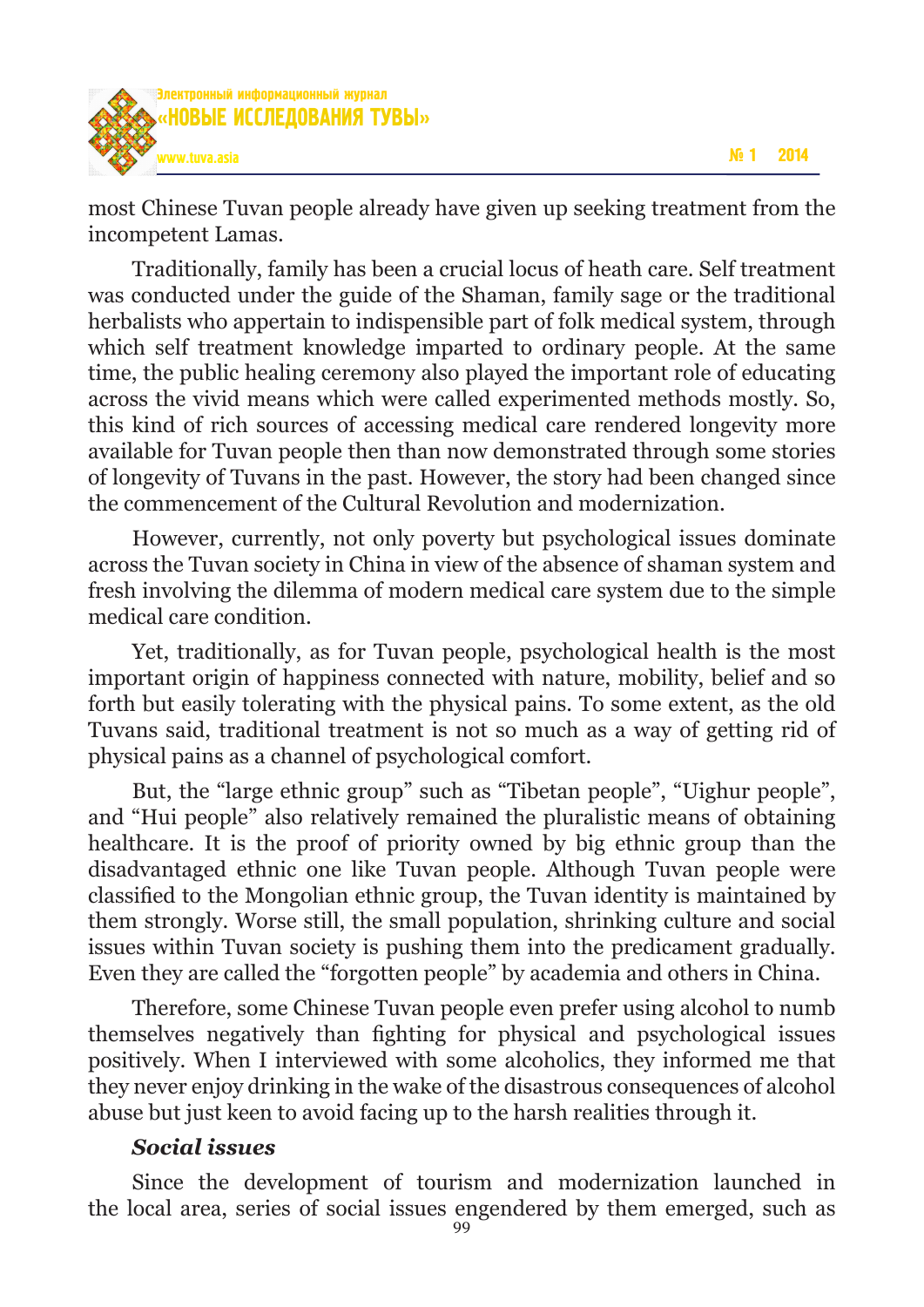most Chinese Tuvan people already have given up seeking treatment from the incompetent Lamas.

Traditionally, family has been a crucial locus of heath care. Self treatment was conducted under the guide of the Shaman, family sage or the traditional herbalists who appertain to indispensible part of folk medical system, through which self treatment knowledge imparted to ordinary people. At the same time, the public healing ceremony also played the important role of educating across the vivid means which were called experimented methods mostly. So, this kind of rich sources of accessing medical care rendered longevity more available for Tuvan people then than now demonstrated through some stories of longevity of Tuvans in the past. However, the story had been changed since the commencement of the Cultural Revolution and modernization.

However, currently, not only poverty but psychological issues dominate across the Tuvan society in China in view of the absence of shaman system and fresh involving the dilemma of modern medical care system due to the simple medical care condition.

Yet, traditionally, as for Tuvan people, psychological health is the most important origin of happiness connected with nature, mobility, belief and so forth but easily tolerating with the physical pains. To some extent, as the old Tuvans said, traditional treatment is not so much as a way of getting rid of physical pains as a channel of psychological comfort.

But, the "large ethnic group" such as "Tibetan people", "Uighur people", and "Hui people" also relatively remained the pluralistic means of obtaining healthcare. It is the proof of priority owned by big ethnic group than the disadvantaged ethnic one like Tuvan people. Although Tuvan people were classified to the Mongolian ethnic group, the Tuvan identity is maintained by them strongly. Worse still, the small population, shrinking culture and social issues within Tuvan society is pushing them into the predicament gradually. Even they are called the "forgotten people" by academia and others in China.

Therefore, some Chinese Tuvan people even prefer using alcohol to numb themselves negatively than fighting for physical and psychological issues positively. When I interviewed with some alcoholics, they informed me that they never enjoy drinking in the wake of the disastrous consequences of alcohol abuse but just keen to avoid facing up to the harsh realities through it.

***Social issues***

Since the development of tourism and modernization launched in the local area, series of social issues engendered by them emerged, such as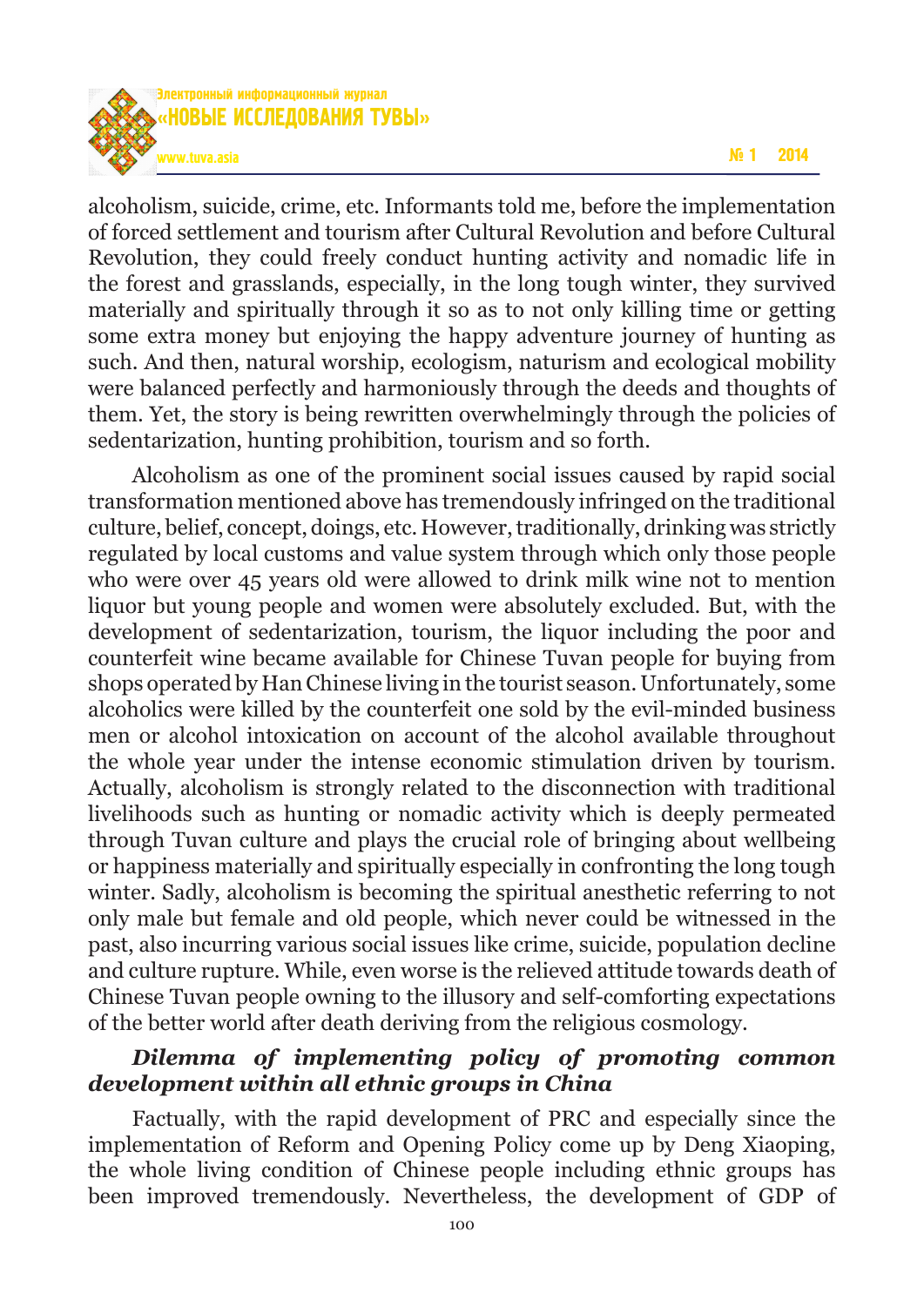alcoholism, suicide, crime, etc. Informants told me, before the implementation of forced settlement and tourism after Cultural Revolution and before Cultural Revolution, they could freely conduct hunting activity and nomadic life in the forest and grasslands, especially, in the long tough winter, they survived materially and spiritually through it so as to not only killing time or getting some extra money but enjoying the happy adventure journey of hunting as such. And then, natural worship, ecologism, naturism and ecological mobility were balanced perfectly and harmoniously through the deeds and thoughts of them. Yet, the story is being rewritten overwhelmingly through the policies of sedentarization, hunting prohibition, tourism and so forth.

Alcoholism as one of the prominent social issues caused by rapid social transformation mentioned above has tremendously infringed on the traditional culture, belief, concept, doings, etc. However, traditionally, drinking was strictly regulated by local customs and value system through which only those people who were over 45 years old were allowed to drink milk wine not to mention liquor but young people and women were absolutely excluded. But, with the development of sedentarization, tourism, the liquor including the poor and counterfeit wine became available for Chinese Tuvan people for buying from shops operated by Han Chinese living in the tourist season. Unfortunately, some alcoholics were killed by the counterfeit one sold by the evil-minded business men or alcohol intoxication on account of the alcohol available throughout the whole year under the intense economic stimulation driven by tourism. Actually, alcoholism is strongly related to the disconnection with traditional livelihoods such as hunting or nomadic activity which is deeply permeated through Tuvan culture and plays the crucial role of bringing about wellbeing or happiness materially and spiritually especially in confronting the long tough winter. Sadly, alcoholism is becoming the spiritual anesthetic referring to not only male but female and old people, which never could be witnessed in the past, also incurring various social issues like crime, suicide, population decline and culture rupture. While, even worse is the relieved attitude towards death of Chinese Tuvan people owning to the illusory and self-comforting expectations of the better world after death deriving from the religious cosmology.

***Dilemma of implementing policy of promoting common development within all ethnic groups in China***

Factually, with the rapid development of PRC and especially since the implementation of Reform and Opening Policy come up by Deng Xiaoping, the whole living condition of Chinese people including ethnic groups has been improved tremendously. Nevertheless, the development of GDP of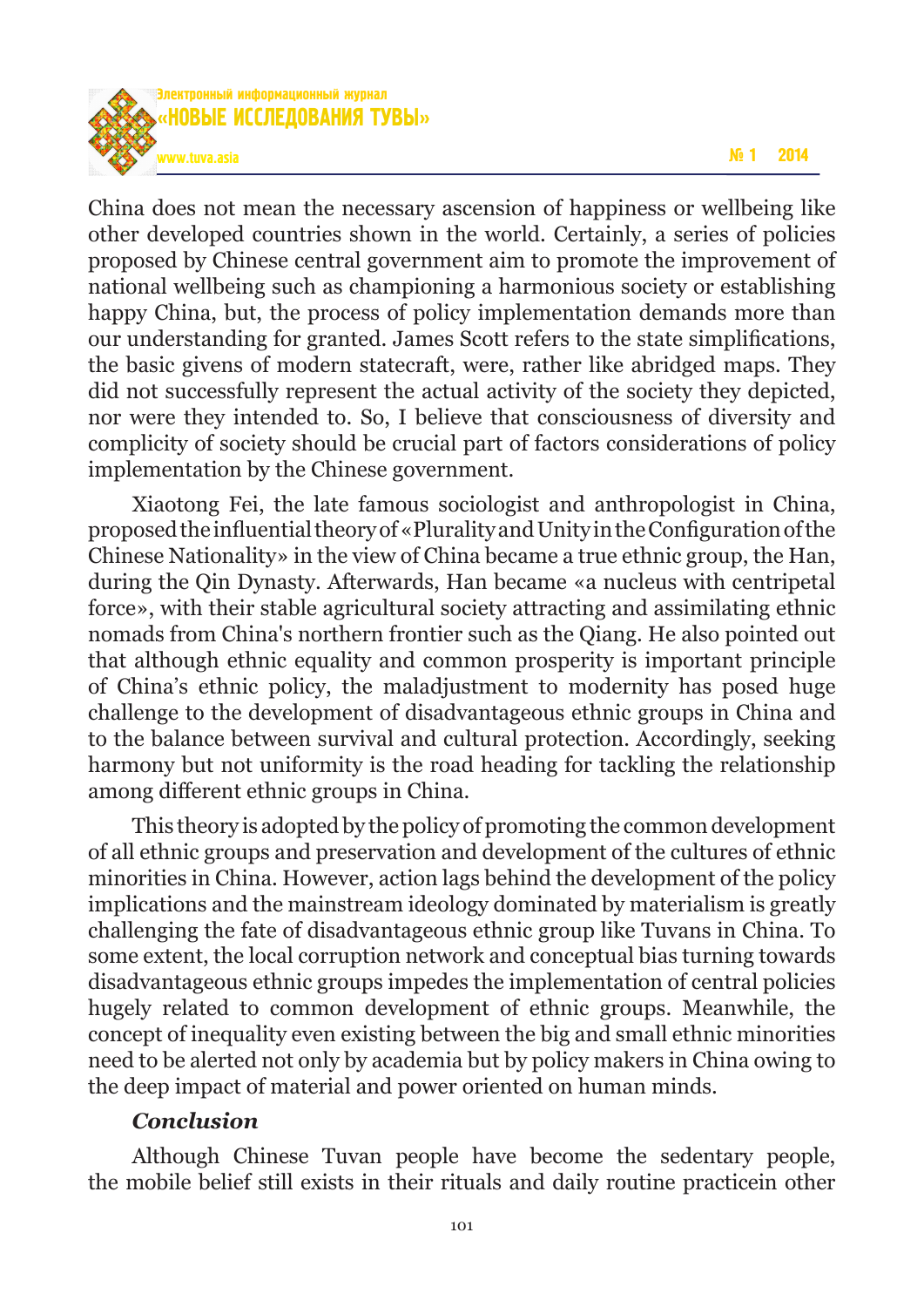China does not mean the necessary ascension of happiness or wellbeing like other developed countries shown in the world. Certainly, a series of policies proposed by Chinese central government aim to promote the improvement of national wellbeing such as championing a harmonious society or establishing happy China, but, the process of policy implementation demands more than our understanding for granted. James Scott refers to the state simplifications, the basic givens of modern statecraft, were, rather like abridged maps. They did not successfully represent the actual activity of the society they depicted, nor were they intended to. So, I believe that consciousness of diversity and complicity of society should be crucial part of factors considerations of policy implementation by the Chinese government.

Xiaotong Fei, the late famous sociologist and anthropologist in China, proposed the influential theory of «Plurality and Unity in the Configuration of the Chinese Nationality» in the view of China became a true ethnic group, the Han, during the Qin Dynasty. Afterwards, Han became «a nucleus with centripetal force», with their stable agricultural society attracting and assimilating ethnic nomads from China's northern frontier such as the Qiang. He also pointed out that although ethnic equality and common prosperity is important principle of China's ethnic policy, the maladjustment to modernity has posed huge challenge to the development of disadvantageous ethnic groups in China and to the balance between survival and cultural protection. Accordingly, seeking harmony but not uniformity is the road heading for tackling the relationship among different ethnic groups in China.

This theory is adopted by the policy of promoting the common development of all ethnic groups and preservation and development of the cultures of ethnic minorities in China. However, action lags behind the development of the policy implications and the mainstream ideology dominated by materialism is greatly challenging the fate of disadvantageous ethnic group like Tuvans in China. To some extent, the local corruption network and conceptual bias turning towards disadvantageous ethnic groups impedes the implementation of central policies hugely related to common development of ethnic groups. Meanwhile, the concept of inequality even existing between the big and small ethnic minorities need to be alerted not only by academia but by policy makers in China owing to the deep impact of material and power oriented on human minds.

### *Conclusion*

Although Chinese Tuvan people have become the sedentary people, the mobile belief still exists in their rituals and daily routine practicein other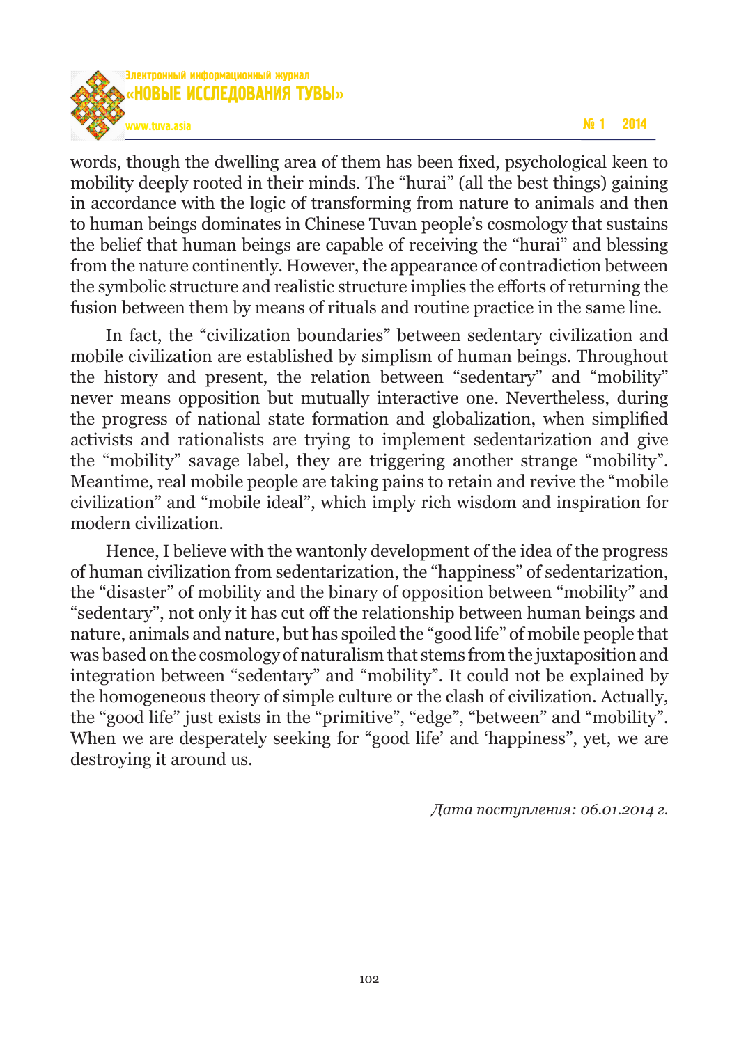words, though the dwelling area of them has been fixed, psychological keen to mobility deeply rooted in their minds. The "hurai" (all the best things) gaining in accordance with the logic of transforming from nature to animals and then to human beings dominates in Chinese Tuvan people's cosmology that sustains the belief that human beings are capable of receiving the "hurai" and blessing from the nature continently. However, the appearance of contradiction between the symbolic structure and realistic structure implies the efforts of returning the fusion between them by means of rituals and routine practice in the same line.

In fact, the "civilization boundaries" between sedentary civilization and mobile civilization are established by simplism of human beings. Throughout the history and present, the relation between "sedentary" and "mobility" never means opposition but mutually interactive one. Nevertheless, during the progress of national state formation and globalization, when simplified activists and rationalists are trying to implement sedentarization and give the "mobility" savage label, they are triggering another strange "mobility". Meantime, real mobile people are taking pains to retain and revive the "mobile civilization" and "mobile ideal", which imply rich wisdom and inspiration for modern civilization.

Hence, I believe with the wantonly development of the idea of the progress of human civilization from sedentarization, the "happiness" of sedentarization, the "disaster" of mobility and the binary of opposition between "mobility" and "sedentary", not only it has cut off the relationship between human beings and nature, animals and nature, but has spoiled the "good life" of mobile people that was based on the cosmology of naturalism that stems from the juxtaposition and integration between "sedentary" and "mobility". It could not be explained by the homogeneous theory of simple culture or the clash of civilization. Actually, the "good life" just exists in the "primitive", "edge", "between" and "mobility". When we are desperately seeking for "good life' and 'happiness", yet, we are destroying it around us.

*Дата поступления: 06.01.2014 г.*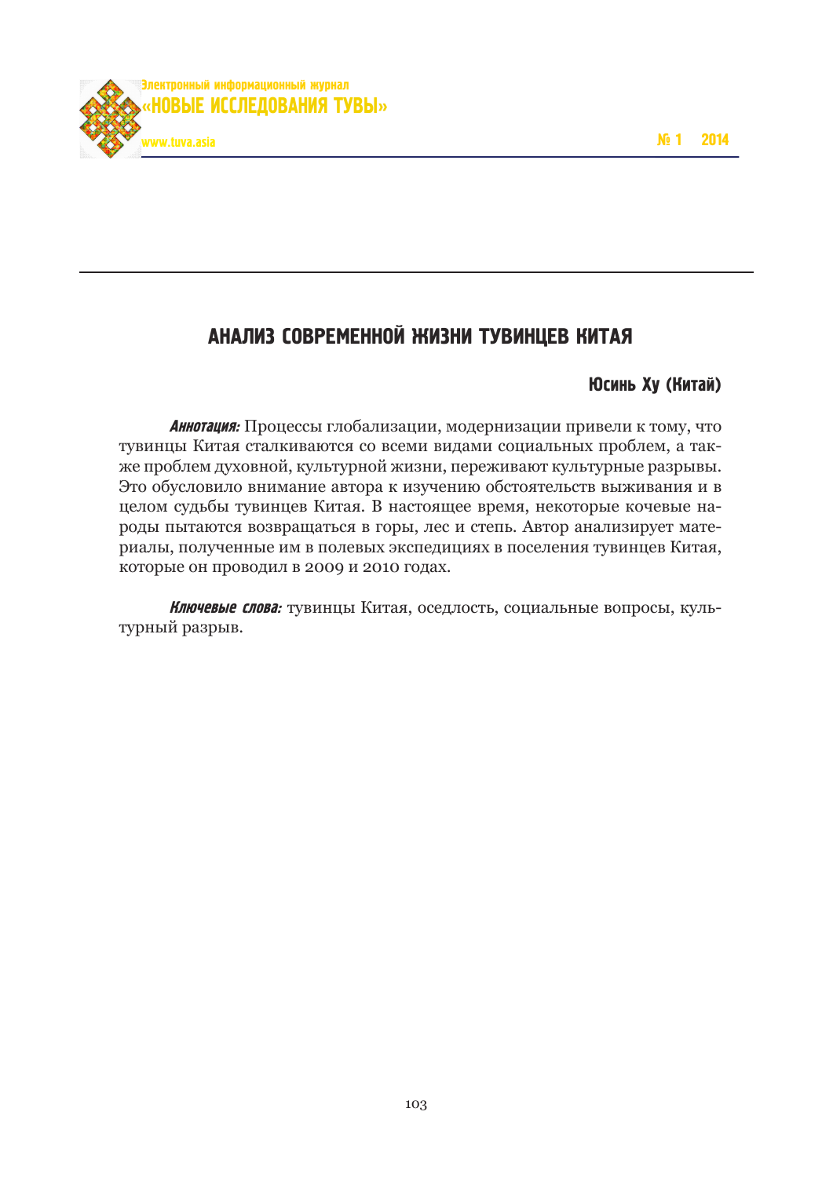# АНАЛИЗ СОВРЕМЕННОЙ ЖИЗНИ ТУВИНЦЕВ КИТАЯ

**Юсинь Ху (Китай)**

***Аннотация:*** Процессы глобализации, модернизации привели к тому, что тувинцы Китая сталкиваются со всеми видами социальных проблем, а также проблем духовной, культурной жизни, переживают культурные разрывы. Это обусловило внимание автора к изучению обстоятельств выживания и в целом судьбы тувинцев Китая. В настоящее время, некоторые кочевые народы пытаются возвращаться в горы, лес и степь. Автор анализирует материалы, полученные им в полевых экспедициях в поселения тувинцев Китая, которые он проводил в 2009 и 2010 годах.

***Ключевые слова:*** тувинцы Китая, оседлость, социальные вопросы, культурный разрыв.